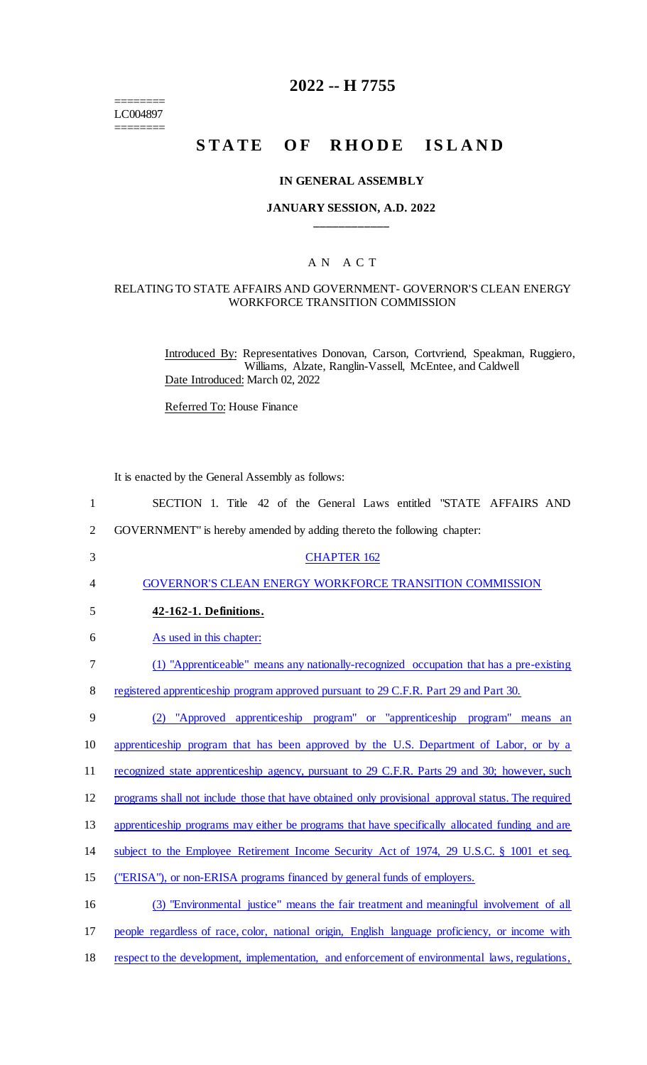========
LC004897
========

# 2022 -- H 7755

# STATE OF RHODE ISLAND

### IN GENERAL ASSEMBLY

### JANUARY SESSION, A.D. 2022

## A N A C T

### RELATING TO STATE AFFAIRS AND GOVERNMENT- GOVERNOR'S CLEAN ENERGY WORKFORCE TRANSITION COMMISSION

Introduced By: Representatives Donovan, Carson, Cortvriend, Speakman, Ruggiero, Williams, Alzate, Ranglin-Vassell, McEntee, and Caldwell

Date Introduced: March 02, 2022

Referred To: House Finance

It is enacted by the General Assembly as follows:

SECTION 1. Title 42 of the General Laws entitled "STATE AFFAIRS AND GOVERNMENT" is hereby amended by adding thereto the following chapter:

CHAPTER 162

GOVERNOR'S CLEAN ENERGY WORKFORCE TRANSITION COMMISSION

**42-162-1. Definitions.**

As used in this chapter:

(1) "Apprenticeable" means any nationally-recognized occupation that has a pre-existing registered apprenticeship program approved pursuant to 29 C.F.R. Part 29 and Part 30.

(2) "Approved apprenticeship program" or "apprenticeship program" means an apprenticeship program that has been approved by the U.S. Department of Labor, or by a recognized state apprenticeship agency, pursuant to 29 C.F.R. Parts 29 and 30; however, such programs shall not include those that have obtained only provisional approval status. The required apprenticeship programs may either be programs that have specifically allocated funding and are subject to the Employee Retirement Income Security Act of 1974, 29 U.S.C. § 1001 et seq. ("ERISA"), or non-ERISA programs financed by general funds of employers.

(3) "Environmental justice" means the fair treatment and meaningful involvement of all people regardless of race, color, national origin, English language proficiency, or income with respect to the development, implementation, and enforcement of environmental laws, regulations,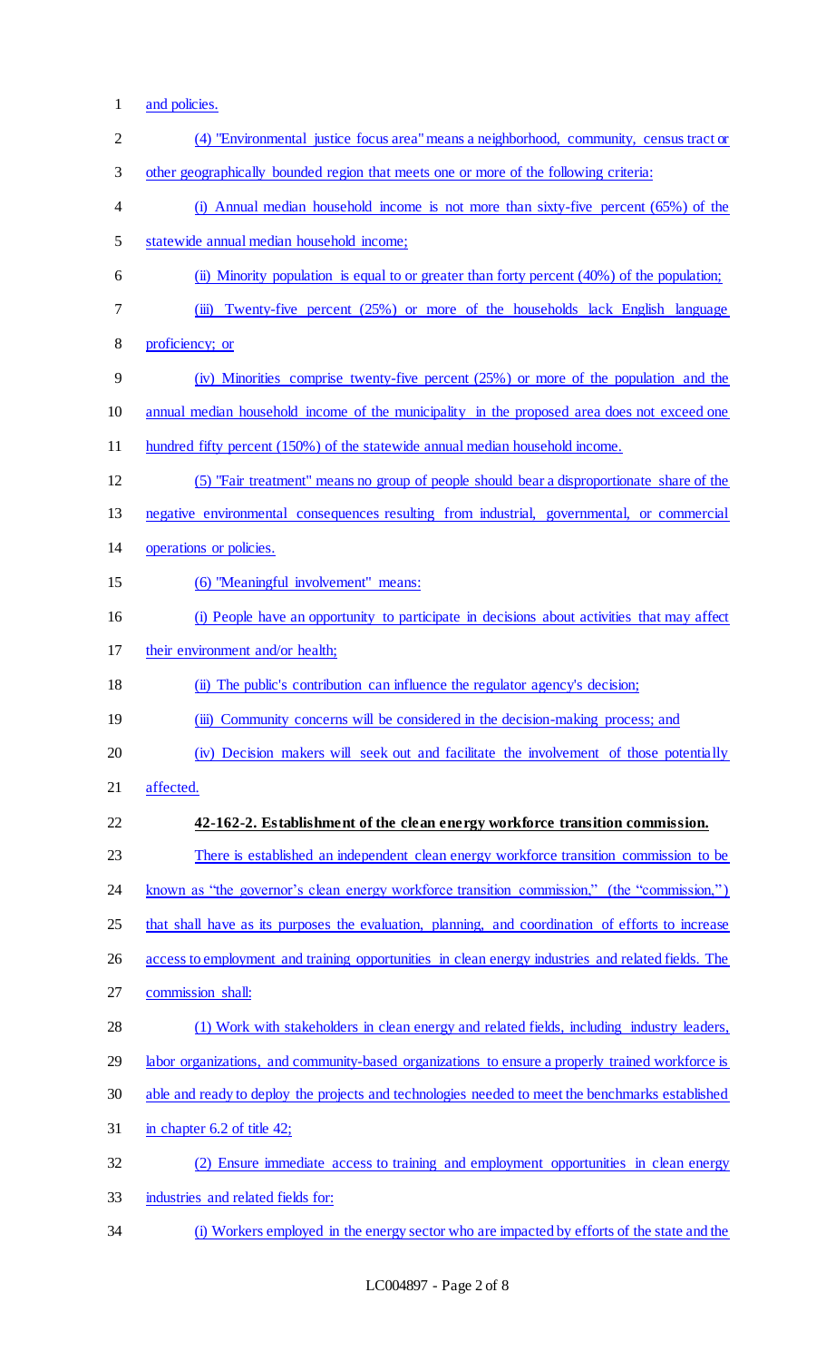and policies.

(4) "Environmental justice focus area" means a neighborhood, community, census tract or other geographically bounded region that meets one or more of the following criteria:

(i) Annual median household income is not more than sixty-five percent (65%) of the statewide annual median household income;

(ii) Minority population is equal to or greater than forty percent (40%) of the population;

(iii) Twenty-five percent (25%) or more of the households lack English language proficiency; or

(iv) Minorities comprise twenty-five percent (25%) or more of the population and the annual median household income of the municipality in the proposed area does not exceed one hundred fifty percent (150%) of the statewide annual median household income.

(5) "Fair treatment" means no group of people should bear a disproportionate share of the negative environmental consequences resulting from industrial, governmental, or commercial operations or policies.

(6) "Meaningful involvement" means:

(i) People have an opportunity to participate in decisions about activities that may affect their environment and/or health;

(ii) The public's contribution can influence the regulator agency's decision;

(iii) Community concerns will be considered in the decision-making process; and

(iv) Decision makers will seek out and facilitate the involvement of those potentially affected.

**42-162-2. Establishment of the clean energy workforce transition commission.**

There is established an independent clean energy workforce transition commission to be known as "the governor's clean energy workforce transition commission," (the "commission,") that shall have as its purposes the evaluation, planning, and coordination of efforts to increase access to employment and training opportunities in clean energy industries and related fields. The commission shall:

(1) Work with stakeholders in clean energy and related fields, including industry leaders, labor organizations, and community-based organizations to ensure a properly trained workforce is able and ready to deploy the projects and technologies needed to meet the benchmarks established in chapter 6.2 of title 42;

(2) Ensure immediate access to training and employment opportunities in clean energy industries and related fields for:

(i) Workers employed in the energy sector who are impacted by efforts of the state and the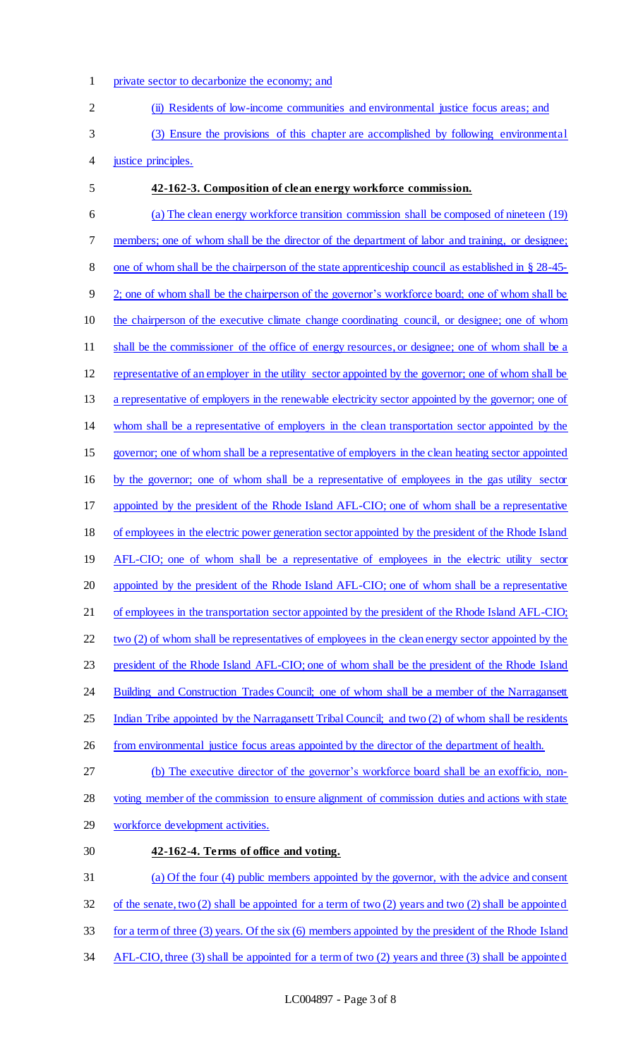private sector to decarbonize the economy; and

(ii) Residents of low-income communities and environmental justice focus areas; and

(3) Ensure the provisions of this chapter are accomplished by following environmental justice principles.

**42-162-3. Composition of clean energy workforce commission.**

(a) The clean energy workforce transition commission shall be composed of nineteen (19) members; one of whom shall be the director of the department of labor and training, or designee; one of whom shall be the chairperson of the state apprenticeship council as established in § 28-45-2; one of whom shall be the chairperson of the governor's workforce board; one of whom shall be the chairperson of the executive climate change coordinating council, or designee; one of whom shall be the commissioner of the office of energy resources, or designee; one of whom shall be a representative of an employer in the utility sector appointed by the governor; one of whom shall be a representative of employers in the renewable electricity sector appointed by the governor; one of whom shall be a representative of employers in the clean transportation sector appointed by the governor; one of whom shall be a representative of employers in the clean heating sector appointed by the governor; one of whom shall be a representative of employees in the gas utility sector appointed by the president of the Rhode Island AFL-CIO; one of whom shall be a representative of employees in the electric power generation sector appointed by the president of the Rhode Island AFL-CIO; one of whom shall be a representative of employees in the electric utility sector appointed by the president of the Rhode Island AFL-CIO; one of whom shall be a representative of employees in the transportation sector appointed by the president of the Rhode Island AFL-CIO; two (2) of whom shall be representatives of employees in the clean energy sector appointed by the president of the Rhode Island AFL-CIO; one of whom shall be the president of the Rhode Island Building and Construction Trades Council; one of whom shall be a member of the Narragansett Indian Tribe appointed by the Narragansett Tribal Council; and two (2) of whom shall be residents from environmental justice focus areas appointed by the director of the department of health.

(b) The executive director of the governor's workforce board shall be an exofficio, non-voting member of the commission to ensure alignment of commission duties and actions with state workforce development activities.

**42-162-4. Terms of office and voting.**

(a) Of the four (4) public members appointed by the governor, with the advice and consent of the senate, two (2) shall be appointed for a term of two (2) years and two (2) shall be appointed for a term of three (3) years. Of the six (6) members appointed by the president of the Rhode Island AFL-CIO, three (3) shall be appointed for a term of two (2) years and three (3) shall be appointed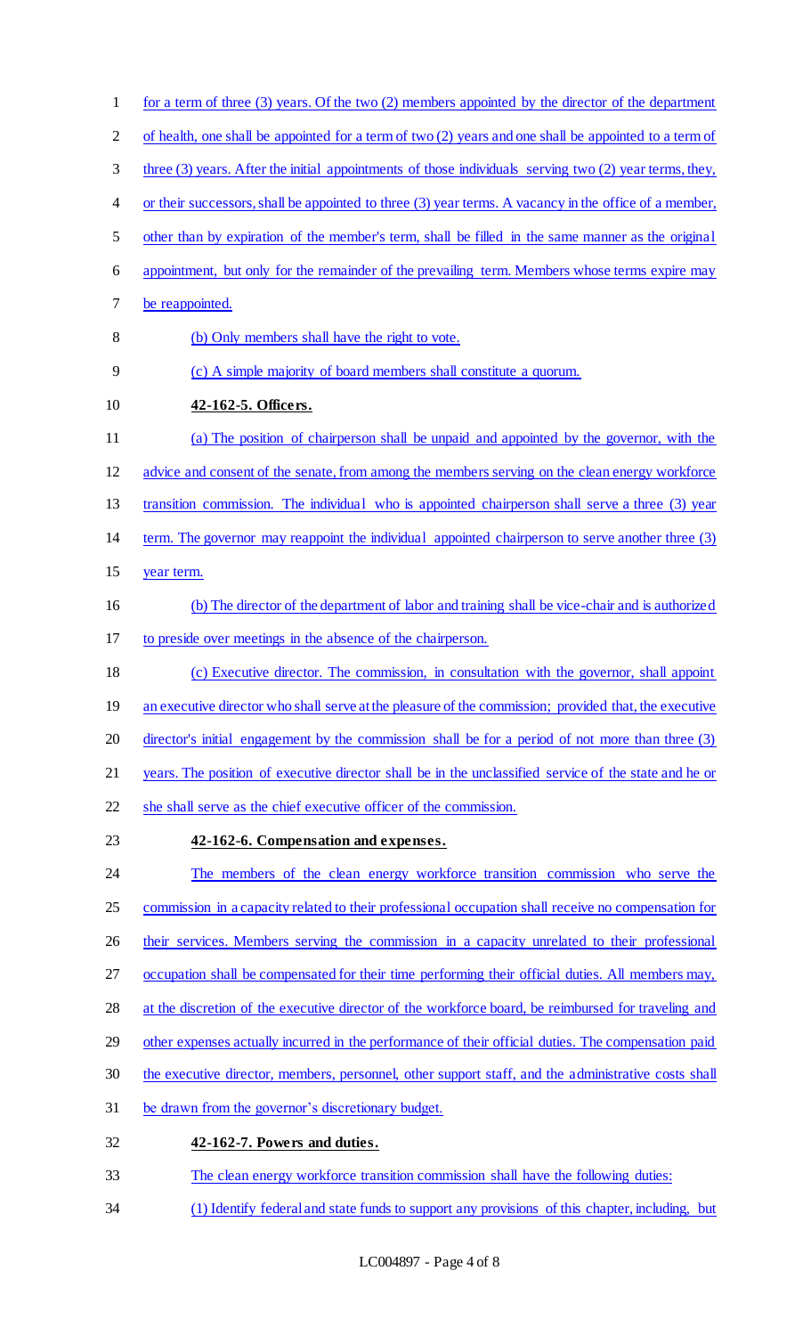for a term of three (3) years. Of the two (2) members appointed by the director of the department of health, one shall be appointed for a term of two (2) years and one shall be appointed to a term of three (3) years. After the initial appointments of those individuals serving two (2) year terms, they, or their successors, shall be appointed to three (3) year terms. A vacancy in the office of a member, other than by expiration of the member's term, shall be filled in the same manner as the original appointment, but only for the remainder of the prevailing term. Members whose terms expire may be reappointed.

(b) Only members shall have the right to vote.

(c) A simple majority of board members shall constitute a quorum.

**42-162-5. Officers.**

(a) The position of chairperson shall be unpaid and appointed by the governor, with the advice and consent of the senate, from among the members serving on the clean energy workforce transition commission. The individual who is appointed chairperson shall serve a three (3) year term. The governor may reappoint the individual appointed chairperson to serve another three (3) year term.

(b) The director of the department of labor and training shall be vice-chair and is authorized to preside over meetings in the absence of the chairperson.

(c) Executive director. The commission, in consultation with the governor, shall appoint an executive director who shall serve at the pleasure of the commission; provided that, the executive director's initial engagement by the commission shall be for a period of not more than three (3) years. The position of executive director shall be in the unclassified service of the state and he or she shall serve as the chief executive officer of the commission.

**42-162-6. Compensation and expenses.**

The members of the clean energy workforce transition commission who serve the commission in a capacity related to their professional occupation shall receive no compensation for their services. Members serving the commission in a capacity unrelated to their professional occupation shall be compensated for their time performing their official duties. All members may, at the discretion of the executive director of the workforce board, be reimbursed for traveling and other expenses actually incurred in the performance of their official duties. The compensation paid the executive director, members, personnel, other support staff, and the administrative costs shall be drawn from the governor's discretionary budget.

**42-162-7. Powers and duties.**

The clean energy workforce transition commission shall have the following duties:

(1) Identify federal and state funds to support any provisions of this chapter, including, but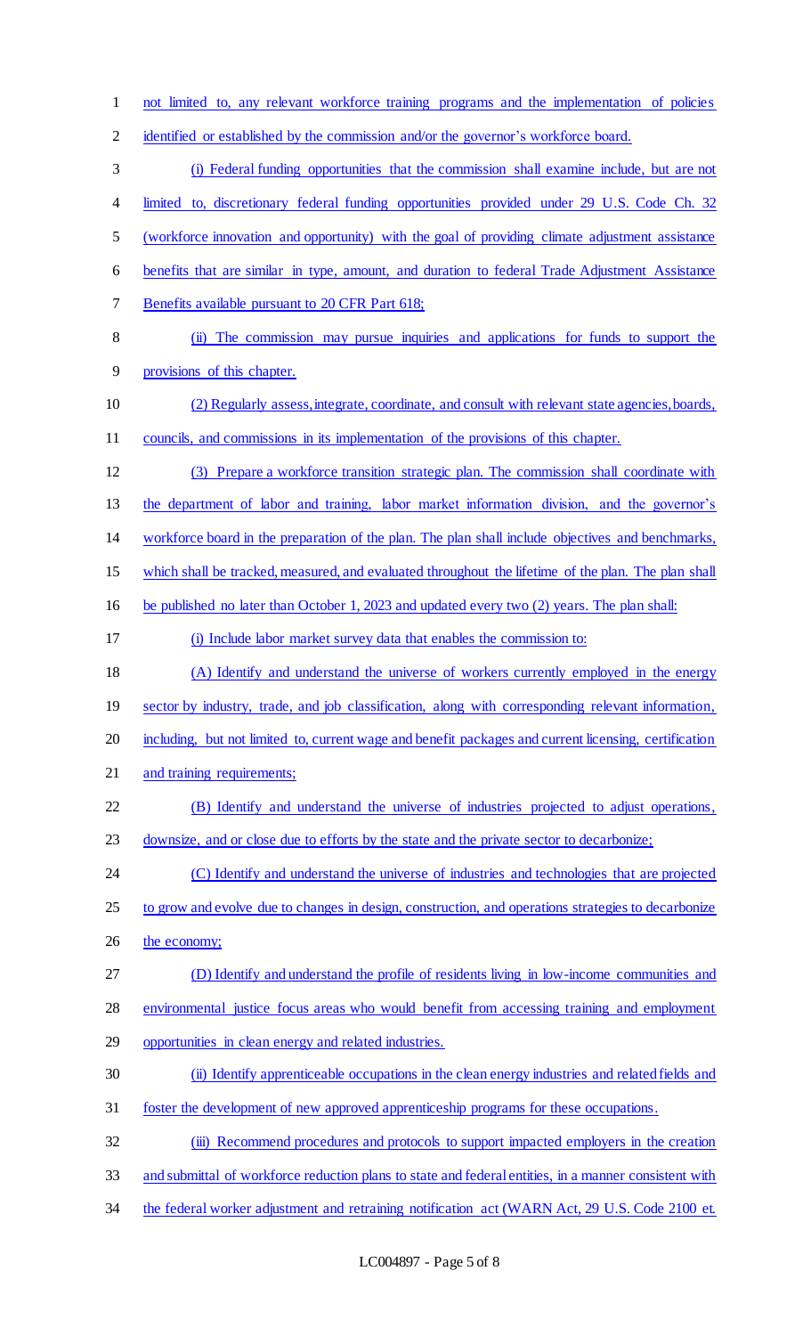not limited to, any relevant workforce training programs and the implementation of policies identified or established by the commission and/or the governor's workforce board.

(i) Federal funding opportunities that the commission shall examine include, but are not limited to, discretionary federal funding opportunities provided under 29 U.S. Code Ch. 32 (workforce innovation and opportunity) with the goal of providing climate adjustment assistance benefits that are similar in type, amount, and duration to federal Trade Adjustment Assistance Benefits available pursuant to 20 CFR Part 618;

(ii) The commission may pursue inquiries and applications for funds to support the provisions of this chapter.

(2) Regularly assess, integrate, coordinate, and consult with relevant state agencies, boards, councils, and commissions in its implementation of the provisions of this chapter.

(3) Prepare a workforce transition strategic plan. The commission shall coordinate with the department of labor and training, labor market information division, and the governor's workforce board in the preparation of the plan. The plan shall include objectives and benchmarks, which shall be tracked, measured, and evaluated throughout the lifetime of the plan. The plan shall be published no later than October 1, 2023 and updated every two (2) years. The plan shall:

(i) Include labor market survey data that enables the commission to:

(A) Identify and understand the universe of workers currently employed in the energy sector by industry, trade, and job classification, along with corresponding relevant information, including, but not limited to, current wage and benefit packages and current licensing, certification and training requirements;

(B) Identify and understand the universe of industries projected to adjust operations, downsize, and or close due to efforts by the state and the private sector to decarbonize;

(C) Identify and understand the universe of industries and technologies that are projected to grow and evolve due to changes in design, construction, and operations strategies to decarbonize the economy;

(D) Identify and understand the profile of residents living in low-income communities and environmental justice focus areas who would benefit from accessing training and employment opportunities in clean energy and related industries.

(ii) Identify apprenticeable occupations in the clean energy industries and related fields and foster the development of new approved apprenticeship programs for these occupations.

(iii) Recommend procedures and protocols to support impacted employers in the creation and submittal of workforce reduction plans to state and federal entities, in a manner consistent with the federal worker adjustment and retraining notification act (WARN Act, 29 U.S. Code 2100 et.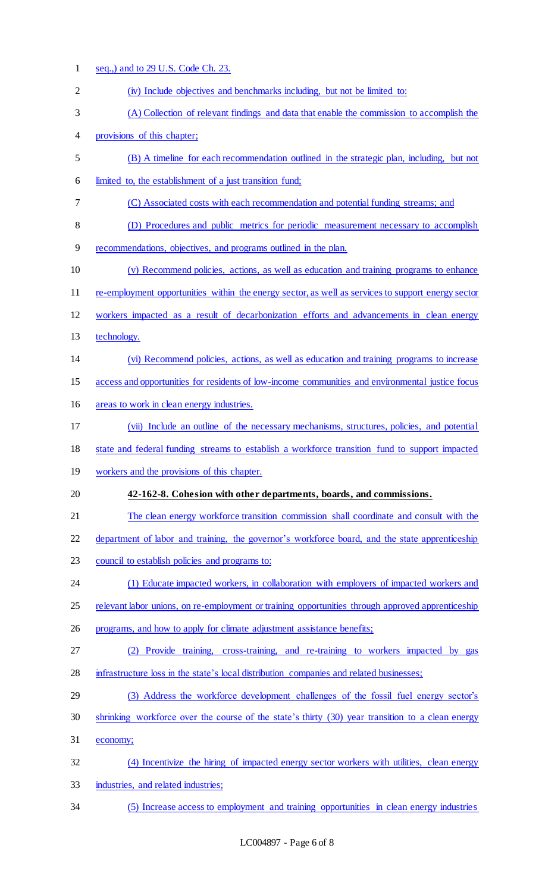seq.,) and to 29 U.S. Code Ch. 23.

(iv) Include objectives and benchmarks including, but not be limited to:

(A) Collection of relevant findings and data that enable the commission to accomplish the provisions of this chapter;

(B) A timeline for each recommendation outlined in the strategic plan, including, but not limited to, the establishment of a just transition fund;

(C) Associated costs with each recommendation and potential funding streams; and

(D) Procedures and public metrics for periodic measurement necessary to accomplish recommendations, objectives, and programs outlined in the plan.

(v) Recommend policies, actions, as well as education and training programs to enhance re-employment opportunities within the energy sector, as well as services to support energy sector workers impacted as a result of decarbonization efforts and advancements in clean energy technology.

(vi) Recommend policies, actions, as well as education and training programs to increase access and opportunities for residents of low-income communities and environmental justice focus areas to work in clean energy industries.

(vii) Include an outline of the necessary mechanisms, structures, policies, and potential state and federal funding streams to establish a workforce transition fund to support impacted workers and the provisions of this chapter.

**42-162-8. Cohesion with other departments, boards, and commissions.**

The clean energy workforce transition commission shall coordinate and consult with the department of labor and training, the governor's workforce board, and the state apprenticeship council to establish policies and programs to:

(1) Educate impacted workers, in collaboration with employers of impacted workers and relevant labor unions, on re-employment or training opportunities through approved apprenticeship programs, and how to apply for climate adjustment assistance benefits;

(2) Provide training, cross-training, and re-training to workers impacted by gas infrastructure loss in the state's local distribution companies and related businesses;

(3) Address the workforce development challenges of the fossil fuel energy sector's shrinking workforce over the course of the state's thirty (30) year transition to a clean energy economy;

(4) Incentivize the hiring of impacted energy sector workers with utilities, clean energy industries, and related industries;

(5) Increase access to employment and training opportunities in clean energy industries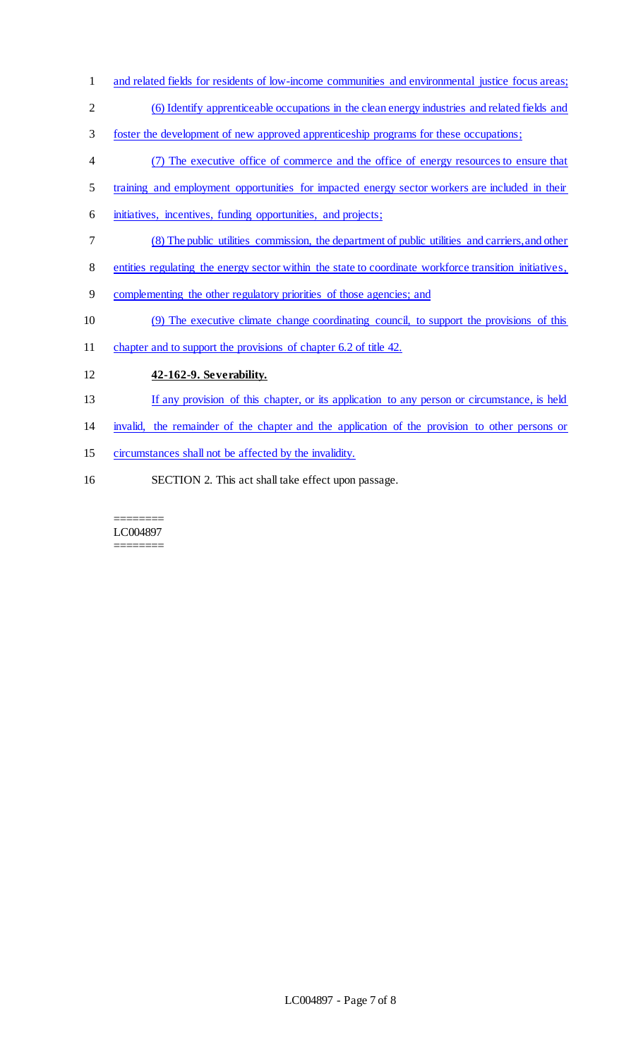and related fields for residents of low-income communities and environmental justice focus areas;

(6) Identify apprenticeable occupations in the clean energy industries and related fields and foster the development of new approved apprenticeship programs for these occupations;

(7) The executive office of commerce and the office of energy resources to ensure that training and employment opportunities for impacted energy sector workers are included in their initiatives, incentives, funding opportunities, and projects;

(8) The public utilities commission, the department of public utilities and carriers, and other entities regulating the energy sector within the state to coordinate workforce transition initiatives, complementing the other regulatory priorities of those agencies; and

(9) The executive climate change coordinating council, to support the provisions of this chapter and to support the provisions of chapter 6.2 of title 42.

**42-162-9. Severability.**

If any provision of this chapter, or its application to any person or circumstance, is held invalid, the remainder of the chapter and the application of the provision to other persons or circumstances shall not be affected by the invalidity.

SECTION 2. This act shall take effect upon passage.

========
LC004897
========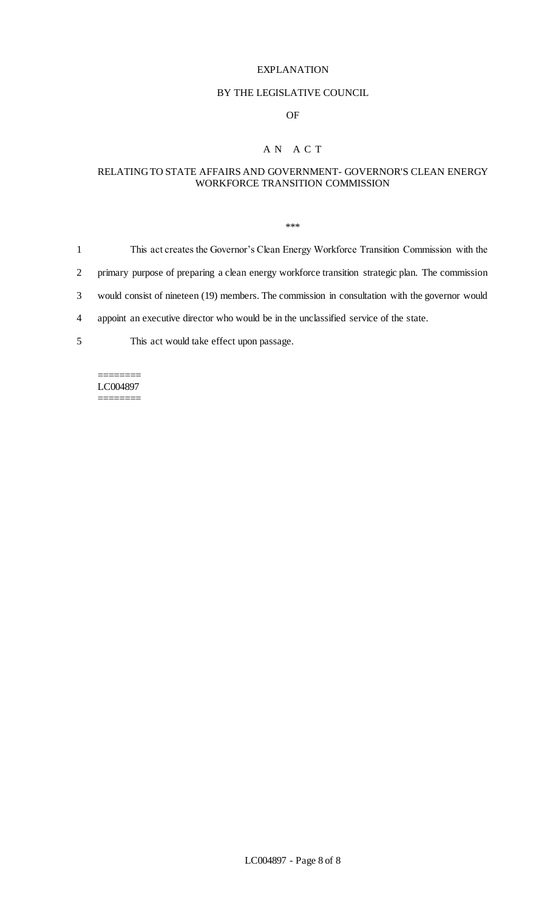EXPLANATION

BY THE LEGISLATIVE COUNCIL

OF

A N A C T

RELATING TO STATE AFFAIRS AND GOVERNMENT- GOVERNOR'S CLEAN ENERGY WORKFORCE TRANSITION COMMISSION

\*\*\*

1 This act creates the Governor's Clean Energy Workforce Transition Commission with the
2 primary purpose of preparing a clean energy workforce transition strategic plan. The commission
3 would consist of nineteen (19) members. The commission in consultation with the governor would
4 appoint an executive director who would be in the unclassified service of the state.
5 This act would take effect upon passage.

========
LC004897
========